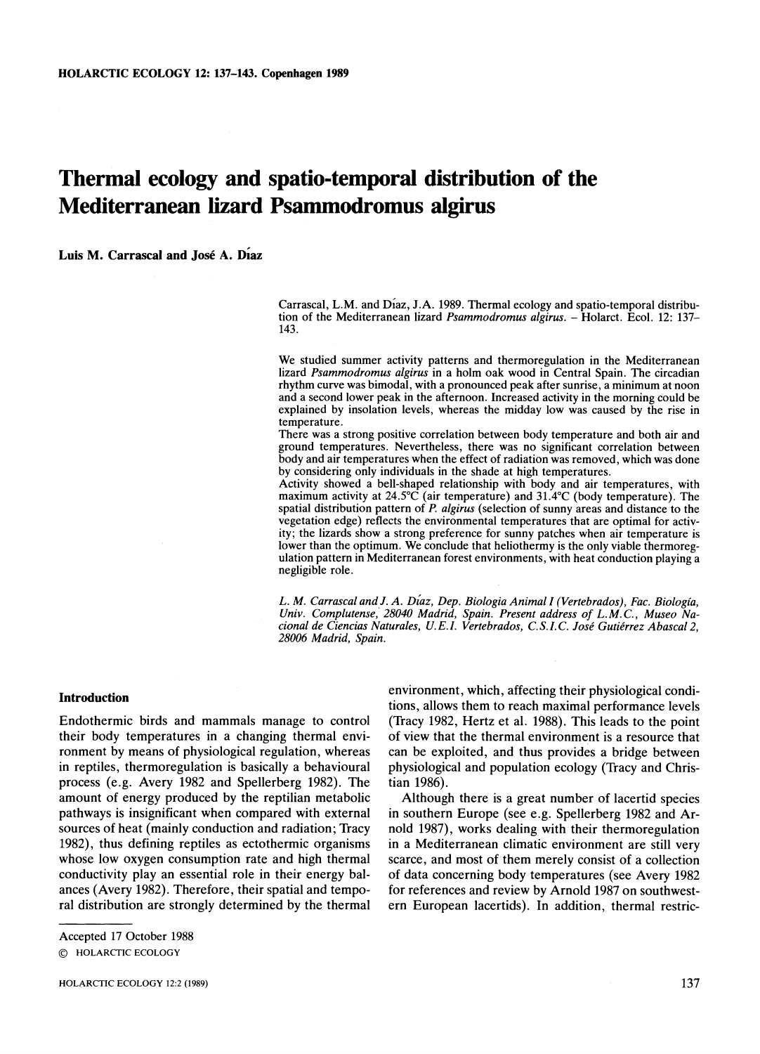# Thermal ecology and spatio-temporal distribution of the Mediterranean lizard *Psammodromus algirus*

**Luis M. Carrascal and José A. Díaz**

Carrascal, L.M. and Díaz, J.A. 1989. Thermal ecology and spatio-temporal distribution of the Mediterranean lizard *Psammodromus algirus*. – Holarct. Ecol. 12: 137–143.

We studied summer activity patterns and thermoregulation in the Mediterranean lizard *Psammodromus algirus* in a holm oak wood in Central Spain. The circadian rhythm curve was bimodal, with a pronounced peak after sunrise, a minimum at noon and a second lower peak in the afternoon. Increased activity in the morning could be explained by insolation levels, whereas the midday low was caused by the rise in temperature.

There was a strong positive correlation between body temperature and both air and ground temperatures. Nevertheless, there was no significant correlation between body and air temperatures when the effect of radiation was removed, which was done by considering only individuals in the shade at high temperatures.

Activity showed a bell-shaped relationship with body and air temperatures, with maximum activity at 24.5°C (air temperature) and 31.4°C (body temperature). The spatial distribution pattern of *P. algirus* (selection of sunny areas and distance to the vegetation edge) reflects the environmental temperatures that are optimal for activity; the lizards show a strong preference for sunny patches when air temperature is lower than the optimum. We conclude that heliothermy is the only viable thermoregulation pattern in Mediterranean forest environments, with heat conduction playing a negligible role.

*L. M. Carrascal and J. A. Díaz, Dep. Biologia Animal I (Vertebrados), Fac. Biología, Univ. Complutense, 28040 Madrid, Spain. Present address of L.M.C., Museo Nacional de Ciencias Naturales, U.E.I. Vertebrados, C.S.I.C. José Gutiérrez Abascal 2, 28006 Madrid, Spain.*

## Introduction

Endothermic birds and mammals manage to control their body temperatures in a changing thermal environment by means of physiological regulation, whereas in reptiles, thermoregulation is basically a behavioural process (e.g. Avery 1982 and Spellerberg 1982). The amount of energy produced by the reptilian metabolic pathways is insignificant when compared with external sources of heat (mainly conduction and radiation; Tracy 1982), thus defining reptiles as ectothermic organisms whose low oxygen consumption rate and high thermal conductivity play an essential role in their energy balances (Avery 1982). Therefore, their spatial and temporal distribution are strongly determined by the thermal environment, which, affecting their physiological conditions, allows them to reach maximal performance levels (Tracy 1982, Hertz et al. 1988). This leads to the point of view that the thermal environment is a resource that can be exploited, and thus provides a bridge between physiological and population ecology (Tracy and Christian 1986).

Although there is a great number of lacertid species in southern Europe (see e.g. Spellerberg 1982 and Arnold 1987), works dealing with their thermoregulation in a Mediterranean climatic environment are still very scarce, and most of them merely consist of a collection of data concerning body temperatures (see Avery 1982 for references and review by Arnold 1987 on southwestern European lacertids). In addition, thermal restric-

Accepted 17 October 1988

© HOLARCTIC ECOLOGY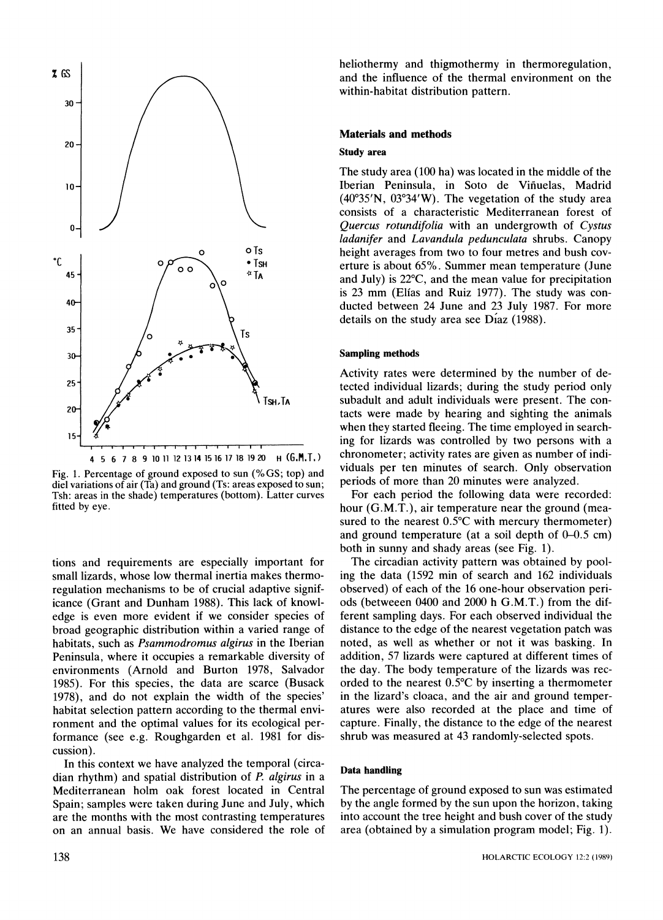Fig. 1. Percentage of ground exposed to sun (%GS; top) and diel variations of air (Ta) and ground (Ts: areas exposed to sun; Tsh: areas in the shade) temperatures (bottom). Latter curves fitted by eye.

tions and requirements are especially important for small lizards, whose low thermal inertia makes thermoregulation mechanisms to be of crucial adaptive significance (Grant and Dunham 1988). This lack of knowledge is even more evident if we consider species of broad geographic distribution within a varied range of habitats, such as *Psammodromus algirus* in the Iberian Peninsula, where it occupies a remarkable diversity of environments (Arnold and Burton 1978, Salvador 1985). For this species, the data are scarce (Busack 1978), and do not explain the width of the species' habitat selection pattern according to the thermal environment and the optimal values for its ecological performance (see e.g. Roughgarden et al. 1981 for discussion).

In this context we have analyzed the temporal (circadian rhythm) and spatial distribution of *P. algirus* in a Mediterranean holm oak forest located in Central Spain; samples were taken during June and July, which are the months with the most contrasting temperatures on an annual basis. We have considered the role of heliothermy and thigmothermy in thermoregulation, and the influence of the thermal environment on the within-habitat distribution pattern.

## Materials and methods

### Study area

The study area (100 ha) was located in the middle of the Iberian Peninsula, in Soto de Viñuelas, Madrid (40°35′N, 03°34′W). The vegetation of the study area consists of a characteristic Mediterranean forest of *Quercus rotundifolia* with an undergrowth of *Cystus ladanifer* and *Lavandula pedunculata* shrubs. Canopy height averages from two to four metres and bush coverture is about 65%. Summer mean temperature (June and July) is 22°C, and the mean value for precipitation is 23 mm (Elías and Ruiz 1977). The study was conducted between 24 June and 23 July 1987. For more details on the study area see Díaz (1988).

### Sampling methods

Activity rates were determined by the number of detected individual lizards; during the study period only subadult and adult individuals were present. The contacts were made by hearing and sighting the animals when they started fleeing. The time employed in searching for lizards was controlled by two persons with a chronometer; activity rates are given as number of individuals per ten minutes of search. Only observation periods of more than 20 minutes were analyzed.

For each period the following data were recorded: hour (G.M.T.), air temperature near the ground (measured to the nearest 0.5°C with mercury thermometer) and ground temperature (at a soil depth of 0–0.5 cm) both in sunny and shady areas (see Fig. 1).

The circadian activity pattern was obtained by pooling the data (1592 min of search and 162 individuals observed) of each of the 16 one-hour observation periods (betweeen 0400 and 2000 h G.M.T.) from the different sampling days. For each observed individual the distance to the edge of the nearest vegetation patch was noted, as well as whether or not it was basking. In addition, 57 lizards were captured at different times of the day. The body temperature of the lizards was recorded to the nearest 0.5°C by inserting a thermometer in the lizard's cloaca, and the air and ground temperatures were also recorded at the place and time of capture. Finally, the distance to the edge of the nearest shrub was measured at 43 randomly-selected spots.

### Data handling

The percentage of ground exposed to sun was estimated by the angle formed by the sun upon the horizon, taking into account the tree height and bush cover of the study area (obtained by a simulation program model; Fig. 1).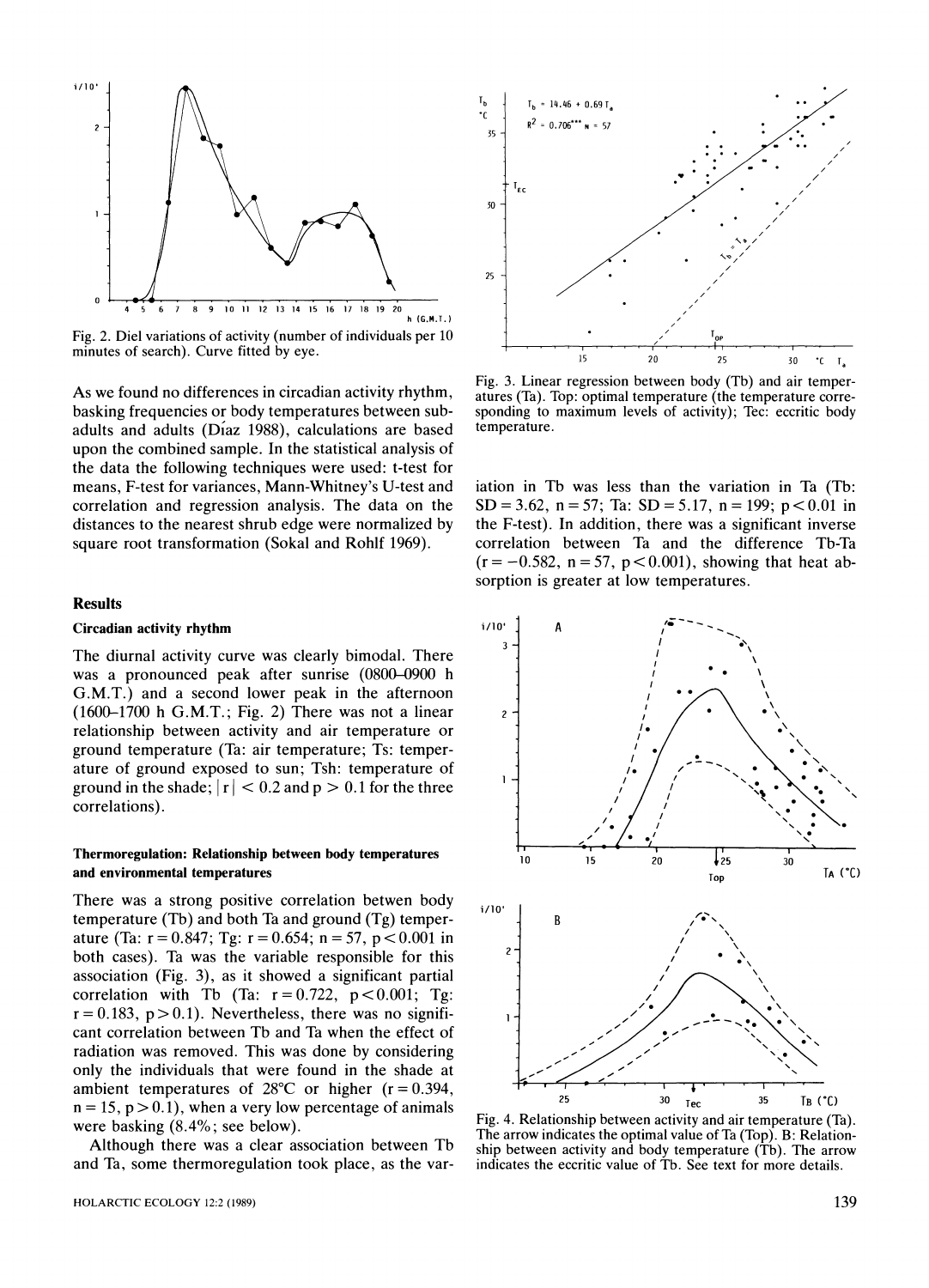Fig. 2. Diel variations of activity (number of individuals per 10 minutes of search). Curve fitted by eye.

As we found no differences in circadian activity rhythm, basking frequencies or body temperatures between subadults and adults (Díaz 1988), calculations are based upon the combined sample. In the statistical analysis of the data the following techniques were used: t-test for means, F-test for variances, Mann-Whitney's U-test and correlation and regression analysis. The data on the distances to the nearest shrub edge were normalized by square root transformation (Sokal and Rohlf 1969).

## Results

### Circadian activity rhythm

The diurnal activity curve was clearly bimodal. There was a pronounced peak after sunrise (0800–0900 h G.M.T.) and a second lower peak in the afternoon (1600–1700 h G.M.T.; Fig. 2) There was not a linear relationship between activity and air temperature or ground temperature (Ta: air temperature; Ts: temperature of ground exposed to sun; Tsh: temperature of ground in the shade; $|r| < 0.2$ and $p > 0.1$ for the three correlations).

### Thermoregulation: Relationship between body temperatures and environmental temperatures

There was a strong positive correlation betwen body temperature (Tb) and both Ta and ground (Tg) temperature (Ta: $r = 0.847$; Tg: $r = 0.654$; $n = 57$, $p < 0.001$ in both cases). Ta was the variable responsible for this association (Fig. 3), as it showed a significant partial correlation with Tb (Ta: $r = 0.722$, $p < 0.001$; Tg: $r = 0.183$, $p > 0.1$). Nevertheless, there was no significant correlation between Tb and Ta when the effect of radiation was removed. This was done by considering only the individuals that were found in the shade at ambient temperatures of 28°C or higher ($r = 0.394$, $n = 15$, $p > 0.1$), when a very low percentage of animals were basking (8.4%; see below).

Although there was a clear association between Tb and Ta, some thermoregulation took place, as the variation in Tb was less than the variation in Ta (Tb: $SD = 3.62$, $n = 57$; Ta: $SD = 5.17$, $n = 199$; $p < 0.01$ in the F-test). In addition, there was a significant inverse correlation between Ta and the difference Tb-Ta ($r = -0.582$, $n = 57$, $p < 0.001$), showing that heat absorption is greater at low temperatures.

Fig. 3. Linear regression between body (Tb) and air temperatures (Ta). Top: optimal temperature (the temperature corresponding to maximum levels of activity); Tec: eccritic body temperature.

Fig. 4. Relationship between activity and air temperature (Ta). The arrow indicates the optimal value of Ta (Top). B: Relationship between activity and body temperature (Tb). The arrow indicates the eccritic value of Tb. See text for more details.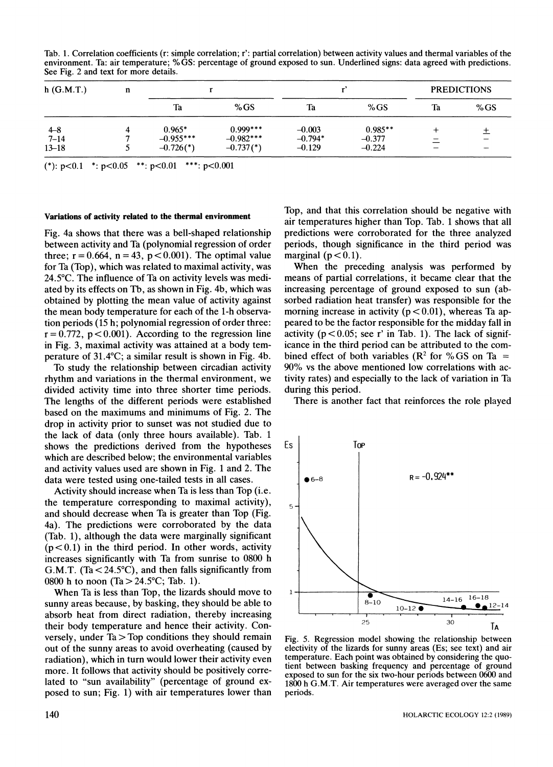Tab. 1. Correlation coefficients (r: simple correlation; r': partial correlation) between activity values and thermal variables of the environment. Ta: air temperature; %GS: percentage of ground exposed to sun. Underlined signs: data agreed with predictions. See Fig. 2 and text for more details.

| h (G.M.T.) | n | r | | r' | | PREDICTIONS | |
|---|---|---|---|---|---|---|---|
| | | Ta | %GS | Ta | %GS | Ta | %GS |
| 4–8 | 4 | 0.965* | 0.999*** | –0.003 | 0.985** | + | <u>+</u> |
| 7–14 | 7 | –0.955*** | –0.982*** | –0.794* | –0.377 | <u>–</u> | – |
| 13–18 | 5 | –0.726(*) | –0.737(*) | –0.129 | –0.224 | – | – |

(*): p<0.1 *: p<0.05 **: p<0.01 ***: p<0.001

#### Variations of activity related to the thermal environment

Fig. 4a shows that there was a bell-shaped relationship between activity and Ta (polynomial regression of order three; $r = 0.664$, $n = 43$, $p < 0.001$). The optimal value for Ta (Top), which was related to maximal activity, was 24.5°C. The influence of Ta on activity levels was mediated by its effects on Tb, as shown in Fig. 4b, which was obtained by plotting the mean value of activity against the mean body temperature for each of the 1-h observation periods (15 h; polynomial regression of order three: $r = 0.772$, $p < 0.001$). According to the regression line in Fig. 3, maximal activity was attained at a body temperature of 31.4°C; a similar result is shown in Fig. 4b.

To study the relationship between circadian activity rhythm and variations in the thermal environment, we divided activity time into three shorter time periods. The lengths of the different periods were established based on the maximums and minimums of Fig. 2. The drop in activity prior to sunset was not studied due to the lack of data (only three hours available). Tab. 1 shows the predictions derived from the hypotheses which are described below; the environmental variables and activity values used are shown in Fig. 1 and 2. The data were tested using one-tailed tests in all cases.

Activity should increase when Ta is less than Top (i.e. the temperature corresponding to maximal activity), and should decrease when Ta is greater than Top (Fig. 4a). The predictions were corroborated by the data (Tab. 1), although the data were marginally significant ($p < 0.1$) in the third period. In other words, activity increases significantly with Ta from sunrise to 0800 h G.M.T. (Ta < 24.5°C), and then falls significantly from 0800 h to noon (Ta > 24.5°C; Tab. 1).

When Ta is less than Top, the lizards should move to sunny areas because, by basking, they should be able to absorb heat from direct radiation, thereby increasing their body temperature and hence their activity. Conversely, under Ta > Top conditions they should remain out of the sunny areas to avoid overheating (caused by radiation), which in turn would lower their activity even more. It follows that activity should be positively correlated to "sun availability" (percentage of ground exposed to sun; Fig. 1) with air temperatures lower than Top, and that this correlation should be negative with air temperatures higher than Top. Tab. 1 shows that all predictions were corroborated for the three analyzed periods, though significance in the third period was marginal ($p < 0.1$).

When the preceding analysis was performed by means of partial correlations, it became clear that the increasing percentage of ground exposed to sun (absorbed radiation heat transfer) was responsible for the morning increase in activity ($p < 0.01$), whereas Ta appeared to be the factor responsible for the midday fall in activity ($p < 0.05$; see r' in Tab. 1). The lack of significance in the third period can be attributed to the combined effect of both variables ($R^2$ for %GS on Ta = 90% vs the above mentioned low correlations with activity rates) and especially to the lack of variation in Ta during this period.

There is another fact that reinforces the role played

Fig. 5. Regression model showing the relationship between electivity of the lizards for sunny areas (Es; see text) and air temperature. Each point was obtained by considering the quotient between basking frequency and percentage of ground exposed to sun for the six two-hour periods between 0600 and 1800 h G.M.T. Air temperatures were averaged over the same periods.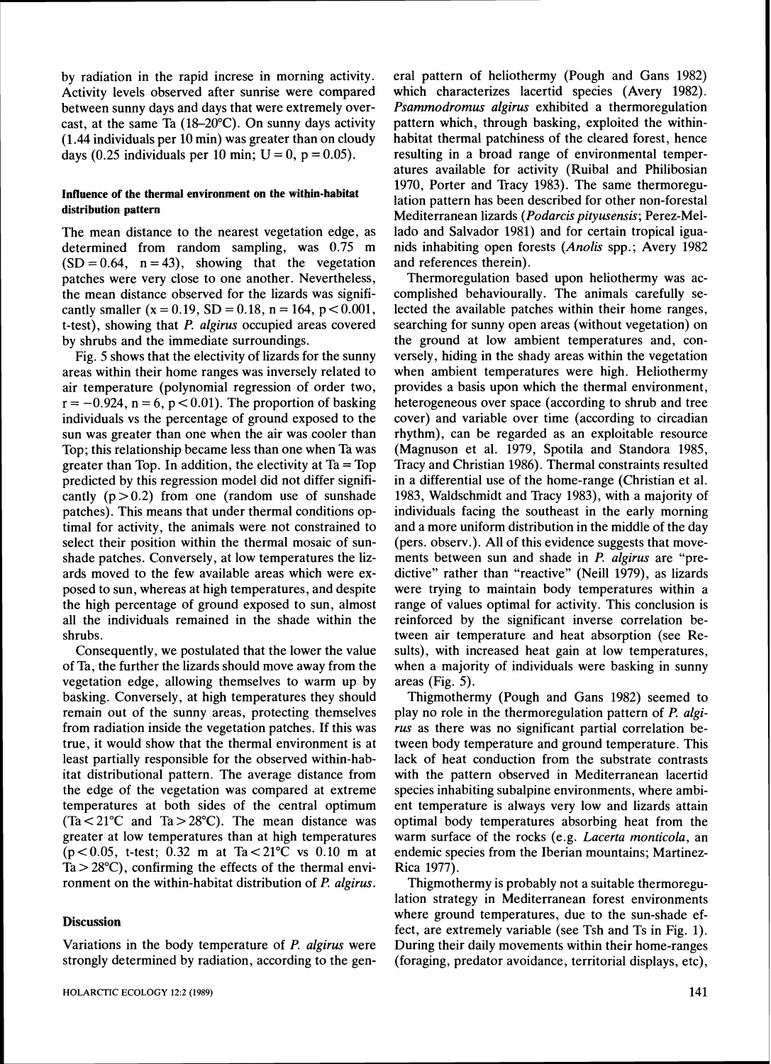by radiation in the rapid increse in morning activity. Activity levels observed after sunrise were compared between sunny days and days that were extremely overcast, at the same Ta (18–20°C). On sunny days activity (1.44 individuals per 10 min) was greater than on cloudy days (0.25 individuals per 10 min; $U = 0$, $p = 0.05$).

### Influence of the thermal environment on the within-habitat distribution pattern

The mean distance to the nearest vegetation edge, as determined from random sampling, was 0.75 m ($SD = 0.64$, $n = 43$), showing that the vegetation patches were very close to one another. Nevertheless, the mean distance observed for the lizards was significantly smaller ($x = 0.19$, $SD = 0.18$, $n = 164$, $p < 0.001$, t-test), showing that *P. algirus* occupied areas covered by shrubs and the immediate surroundings.

Fig. 5 shows that the electivity of lizards for the sunny areas within their home ranges was inversely related to air temperature (polynomial regression of order two, $r = -0.924$, $n = 6$, $p < 0.01$). The proportion of basking individuals vs the percentage of ground exposed to the sun was greater than one when the air was cooler than Top; this relationship became less than one when Ta was greater than Top. In addition, the electivity at Ta = Top predicted by this regression model did not differ significantly ($p > 0.2$) from one (random use of sunshade patches). This means that under thermal conditions optimal for activity, the animals were not constrained to select their position within the thermal mosaic of sunshade patches. Conversely, at low temperatures the lizards moved to the few available areas which were exposed to sun, whereas at high temperatures, and despite the high percentage of ground exposed to sun, almost all the individuals remained in the shade within the shrubs.

Consequently, we postulated that the lower the value of Ta, the further the lizards should move away from the vegetation edge, allowing themselves to warm up by basking. Conversely, at high temperatures they should remain out of the sunny areas, protecting themselves from radiation inside the vegetation patches. If this was true, it would show that the thermal environment is at least partially responsible for the observed within-habitat distributional pattern. The average distance from the edge of the vegetation was compared at extreme temperatures at both sides of the central optimum (Ta < 21°C and Ta > 28°C). The mean distance was greater at low temperatures than at high temperatures ($p < 0.05$, t-test; 0.32 m at Ta < 21°C vs 0.10 m at Ta > 28°C), confirming the effects of the thermal environment on the within-habitat distribution of *P. algirus*.

## Discussion

Variations in the body temperature of *P. algirus* were strongly determined by radiation, according to the general pattern of heliothermy (Pough and Gans 1982) which characterizes lacertid species (Avery 1982). *Psammodromus algirus* exhibited a thermoregulation pattern which, through basking, exploited the within-habitat thermal patchiness of the cleared forest, hence resulting in a broad range of environmental temperatures available for activity (Ruibal and Philibosian 1970, Porter and Tracy 1983). The same thermoregulation pattern has been described for other non-forestal Mediterranean lizards (*Podarcis pityusensis*; Perez-Mellado and Salvador 1981) and for certain tropical iguanids inhabiting open forests (*Anolis* spp.; Avery 1982 and references therein).

Thermoregulation based upon heliothermy was accomplished behaviourally. The animals carefully selected the available patches within their home ranges, searching for sunny open areas (without vegetation) on the ground at low ambient temperatures and, conversely, hiding in the shady areas within the vegetation when ambient temperatures were high. Heliothermy provides a basis upon which the thermal environment, heterogeneous over space (according to shrub and tree cover) and variable over time (according to circadian rhythm), can be regarded as an exploitable resource (Magnuson et al. 1979, Spotila and Standora 1985, Tracy and Christian 1986). Thermal constraints resulted in a differential use of the home-range (Christian et al. 1983, Waldschmidt and Tracy 1983), with a majority of individuals facing the southeast in the early morning and a more uniform distribution in the middle of the day (pers. observ.). All of this evidence suggests that movements between sun and shade in *P. algirus* are "predictive" rather than "reactive" (Neill 1979), as lizards were trying to maintain body temperatures within a range of values optimal for activity. This conclusion is reinforced by the significant inverse correlation between air temperature and heat absorption (see Results), with increased heat gain at low temperatures, when a majority of individuals were basking in sunny areas (Fig. 5).

Thigmothermy (Pough and Gans 1982) seemed to play no role in the thermoregulation pattern of *P. algirus* as there was no significant partial correlation between body temperature and ground temperature. This lack of heat conduction from the substrate contrasts with the pattern observed in Mediterranean lacertid species inhabiting subalpine environments, where ambient temperature is always very low and lizards attain optimal body temperatures absorbing heat from the warm surface of the rocks (e.g. *Lacerta monticola*, an endemic species from the Iberian mountains; Martinez-Rica 1977).

Thigmothermy is probably not a suitable thermoregulation strategy in Mediterranean forest environments where ground temperatures, due to the sun-shade effect, are extremely variable (see Tsh and Ts in Fig. 1). During their daily movements within their home-ranges (foraging, predator avoidance, territorial displays, etc),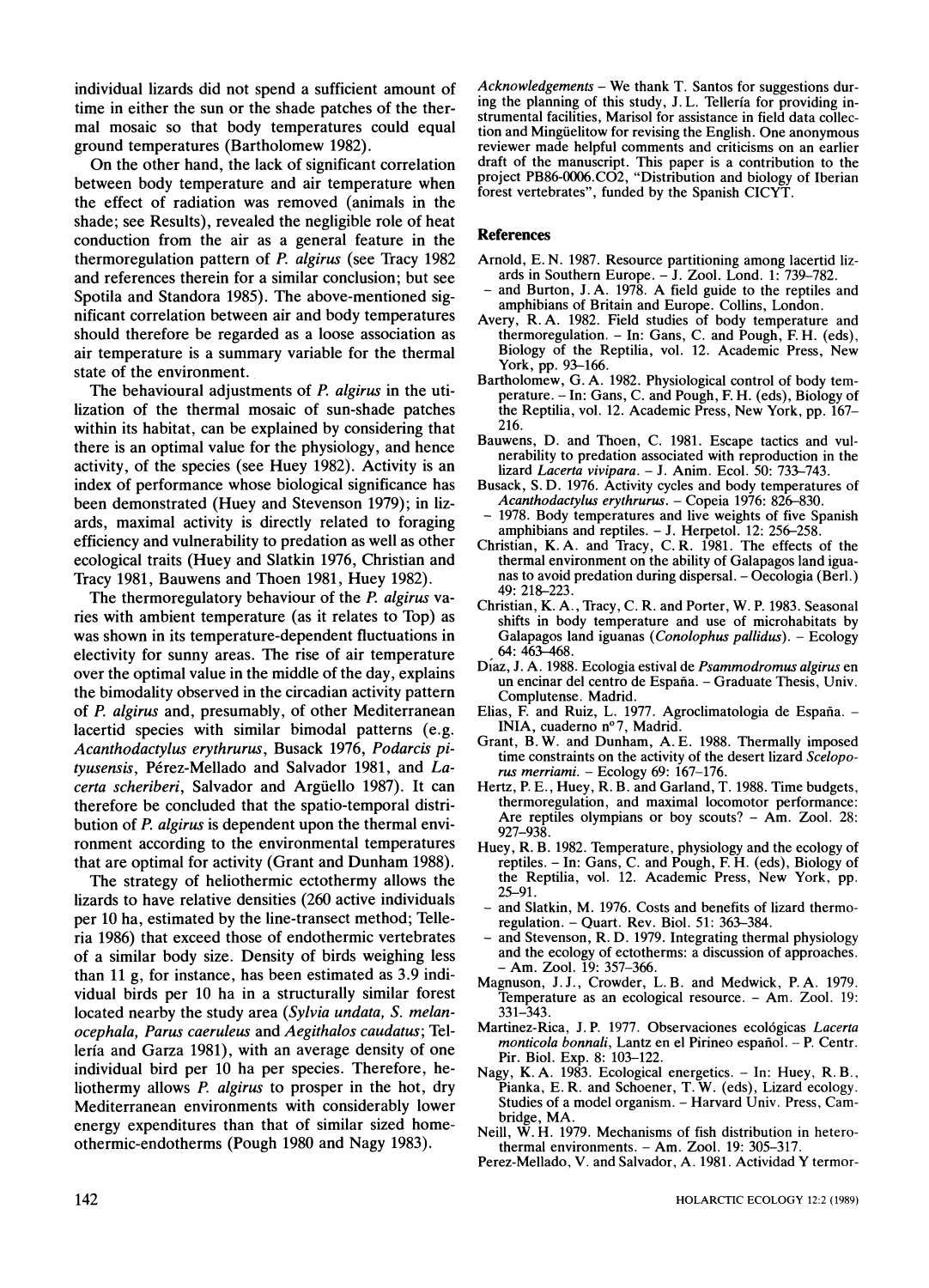individual lizards did not spend a sufficient amount of time in either the sun or the shade patches of the thermal mosaic so that body temperatures could equal ground temperatures (Bartholomew 1982).

On the other hand, the lack of significant correlation between body temperature and air temperature when the effect of radiation was removed (animals in the shade; see Results), revealed the negligible role of heat conduction from the air as a general feature in the thermoregulation pattern of *P. algirus* (see Tracy 1982 and references therein for a similar conclusion; but see Spotila and Standora 1985). The above-mentioned significant correlation between air and body temperatures should therefore be regarded as a loose association as air temperature is a summary variable for the thermal state of the environment.

The behavioural adjustments of *P. algirus* in the utilization of the thermal mosaic of sun-shade patches within its habitat, can be explained by considering that there is an optimal value for the physiology, and hence activity, of the species (see Huey 1982). Activity is an index of performance whose biological significance has been demonstrated (Huey and Stevenson 1979); in lizards, maximal activity is directly related to foraging efficiency and vulnerability to predation as well as other ecological traits (Huey and Slatkin 1976, Christian and Tracy 1981, Bauwens and Thoen 1981, Huey 1982).

The thermoregulatory behaviour of the *P. algirus* varies with ambient temperature (as it relates to Top) as was shown in its temperature-dependent fluctuations in electivity for sunny areas. The rise of air temperature over the optimal value in the middle of the day, explains the bimodality observed in the circadian activity pattern of *P. algirus* and, presumably, of other Mediterranean lacertid species with similar bimodal patterns (e.g. *Acanthodactylus erythrurus*, Busack 1976, *Podarcis pityusensis*, Pérez-Mellado and Salvador 1981, and *Lacerta scheriberi*, Salvador and Argüello 1987). It can therefore be concluded that the spatio-temporal distribution of *P. algirus* is dependent upon the thermal environment according to the environmental temperatures that are optimal for activity (Grant and Dunham 1988).

The strategy of heliothermic ectothermy allows the lizards to have relative densities (260 active individuals per 10 ha, estimated by the line-transect method; Telleria 1986) that exceed those of endothermic vertebrates of a similar body size. Density of birds weighing less than 11 g, for instance, has been estimated as 3.9 individual birds per 10 ha in a structurally similar forest located nearby the study area (*Sylvia undata, S. melanocephala, Parus caeruleus* and *Aegithalos caudatus*; Tellería and Garza 1981), with an average density of one individual bird per 10 ha per species. Therefore, heliothermy allows *P. algirus* to prosper in the hot, dry Mediterranean environments with considerably lower energy expenditures than that of similar sized homeothermic-endotherms (Pough 1980 and Nagy 1983).

*Acknowledgements* – We thank T. Santos for suggestions during the planning of this study, J. L. Tellería for providing instrumental facilities, Marisol for assistance in field data collection and Mingüelitow for revising the English. One anonymous reviewer made helpful comments and criticisms on an earlier draft of the manuscript. This paper is a contribution to the project PB86-0006.CO2, "Distribution and biology of Iberian forest vertebrates", funded by the Spanish CICYT.

## References

Arnold, E. N. 1987. Resource partitioning among lacertid lizards in Southern Europe. – J. Zool. Lond. 1: 739–782.

– and Burton, J. A. 1978. A field guide to the reptiles and amphibians of Britain and Europe. Collins, London.

Avery, R. A. 1982. Field studies of body temperature and thermoregulation. – In: Gans, C. and Pough, F. H. (eds), Biology of the Reptilia, vol. 12. Academic Press, New York, pp. 93–166.

Bartholomew, G. A. 1982. Physiological control of body temperature. – In: Gans, C. and Pough, F. H. (eds), Biology of the Reptilia, vol. 12. Academic Press, New York, pp. 167–216.

Bauwens, D. and Thoen, C. 1981. Escape tactics and vulnerability to predation associated with reproduction in the lizard *Lacerta vivipara*. – J. Anim. Ecol. 50: 733–743.

Busack, S. D. 1976. Activity cycles and body temperatures of *Acanthodactylus erythrurus*. – Copeia 1976: 826–830.

– 1978. Body temperatures and live weights of five Spanish amphibians and reptiles. – J. Herpetol. 12: 256–258.

Christian, K. A. and Tracy, C. R. 1981. The effects of the thermal environment on the ability of Galapagos land iguanas to avoid predation during dispersal. – Oecologia (Berl.) 49: 218–223.

Christian, K. A., Tracy, C. R. and Porter, W. P. 1983. Seasonal shifts in body temperature and use of microhabitats by Galapagos land iguanas (*Conolophus pallidus*). – Ecology 64: 463–468.

Díaz, J. A. 1988. Ecologia estival de *Psammodromus algirus* en un encinar del centro de España. – Graduate Thesis, Univ. Complutense. Madrid.

Elias, F. and Ruiz, L. 1977. Agroclimatologia de España. – INIA, cuaderno nº 7, Madrid.

Grant, B. W. and Dunham, A. E. 1988. Thermally imposed time constraints on the activity of the desert lizard *Sceloporus merriami*. – Ecology 69: 167–176.

Hertz, P. E., Huey, R. B. and Garland, T. 1988. Time budgets, thermoregulation, and maximal locomotor performance: Are reptiles olympians or boy scouts? – Am. Zool. 28: 927–938.

Huey, R. B. 1982. Temperature, physiology and the ecology of reptiles. – In: Gans, C. and Pough, F. H. (eds), Biology of the Reptilia, vol. 12. Academic Press, New York, pp. 25–91.

– and Slatkin, M. 1976. Costs and benefits of lizard thermoregulation. – Quart. Rev. Biol. 51: 363–384.

– and Stevenson, R. D. 1979. Integrating thermal physiology and the ecology of ectotherms: a discussion of approaches. – Am. Zool. 19: 357–366.

Magnuson, J. J., Crowder, L. B. and Medwick, P. A. 1979. Temperature as an ecological resource. – Am. Zool. 19: 331–343.

Martinez-Rica, J. P. 1977. Observaciones ecológicas *Lacerta monticola bonnali*, Lantz en el Pirineo español. – P. Centr. Pir. Biol. Exp. 8: 103–122.

Nagy, K. A. 1983. Ecological energetics. – In: Huey, R. B., Pianka, E. R. and Schoener, T. W. (eds), Lizard ecology. Studies of a model organism. – Harvard Univ. Press, Cambridge, MA.

Neill, W. H. 1979. Mechanisms of fish distribution in heterothermal environments. – Am. Zool. 19: 305–317.

Perez-Mellado, V. and Salvador, A. 1981. Actividad Y termor-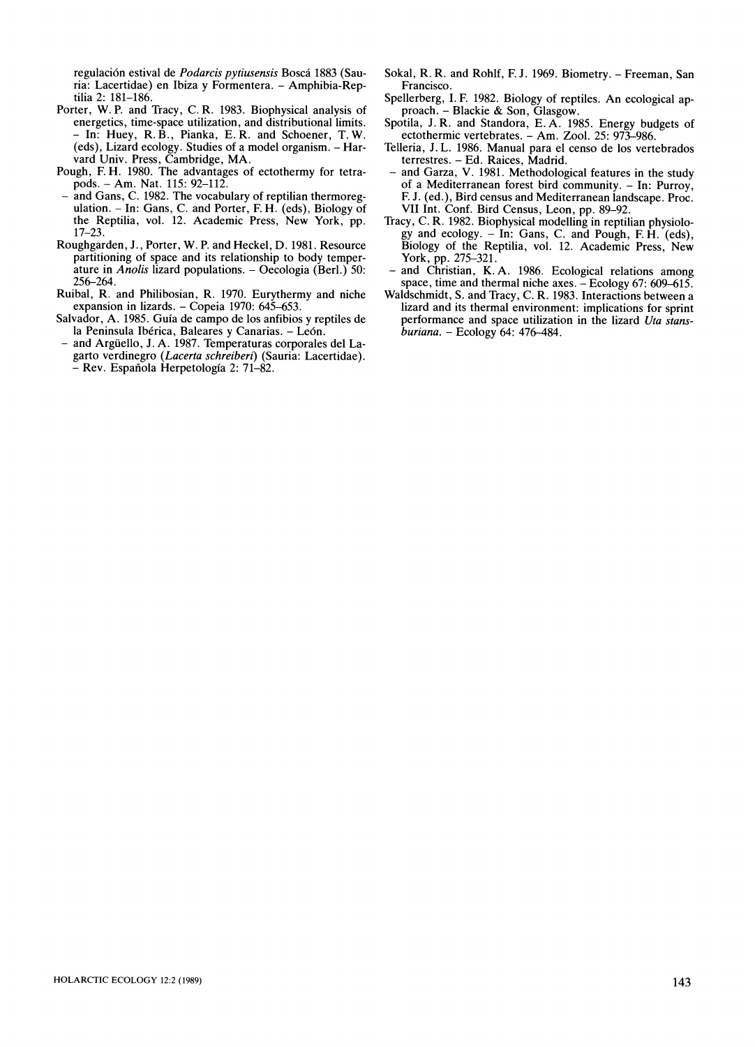regulación estival de *Podarcis pytiusensis* Boscá 1883 (Sauria: Lacertidae) en Ibiza y Formentera. – Amphibia-Reptilia 2: 181–186.

Porter, W. P. and Tracy, C. R. 1983. Biophysical analysis of energetics, time-space utilization, and distributional limits. – In: Huey, R. B., Pianka, E. R. and Schoener, T. W. (eds), Lizard ecology. Studies of a model organism. – Harvard Univ. Press, Cambridge, MA.

Pough, F. H. 1980. The advantages of ectothermy for tetrapods. – Am. Nat. 115: 92–112.

– and Gans, C. 1982. The vocabulary of reptilian thermoregulation. – In: Gans, C. and Porter, F. H. (eds), Biology of the Reptilia, vol. 12. Academic Press, New York, pp. 17–23.

Roughgarden, J., Porter, W. P. and Heckel, D. 1981. Resource partitioning of space and its relationship to body temperature in *Anolis* lizard populations. – Oecologia (Berl.) 50: 256–264.

Ruibal, R. and Philibosian, R. 1970. Eurythermy and niche expansion in lizards. – Copeia 1970: 645–653.

Salvador, A. 1985. Guía de campo de los anfibios y reptiles de la Peninsula Ibérica, Baleares y Canarias. – León.

– and Argüello, J. A. 1987. Temperaturas corporales del Lagarto verdinegro (*Lacerta schreiberi*) (Sauria: Lacertidae). – Rev. Española Herpetología 2: 71–82.

Sokal, R. R. and Rohlf, F. J. 1969. Biometry. – Freeman, San Francisco.

Spellerberg, I. F. 1982. Biology of reptiles. An ecological approach. – Blackie & Son, Glasgow.

Spotila, J. R. and Standora, E. A. 1985. Energy budgets of ectothermic vertebrates. – Am. Zool. 25: 973–986.

Telleria, J. L. 1986. Manual para el censo de los vertebrados terrestres. – Ed. Raices, Madrid.

– and Garza, V. 1981. Methodological features in the study of a Mediterranean forest bird community. – In: Purroy, F. J. (ed.), Bird census and Mediterranean landscape. Proc. VII Int. Conf. Bird Census, Leon, pp. 89–92.

Tracy, C. R. 1982. Biophysical modelling in reptilian physiology and ecology. – In: Gans, C. and Pough, F. H. (eds), Biology of the Reptilia, vol. 12. Academic Press, New York, pp. 275–321.

– and Christian, K. A. 1986. Ecological relations among space, time and thermal niche axes. – Ecology 67: 609–615.

Waldschmidt, S. and Tracy, C. R. 1983. Interactions between a lizard and its thermal environment: implications for sprint performance and space utilization in the lizard *Uta stansburiana*. – Ecology 64: 476–484.